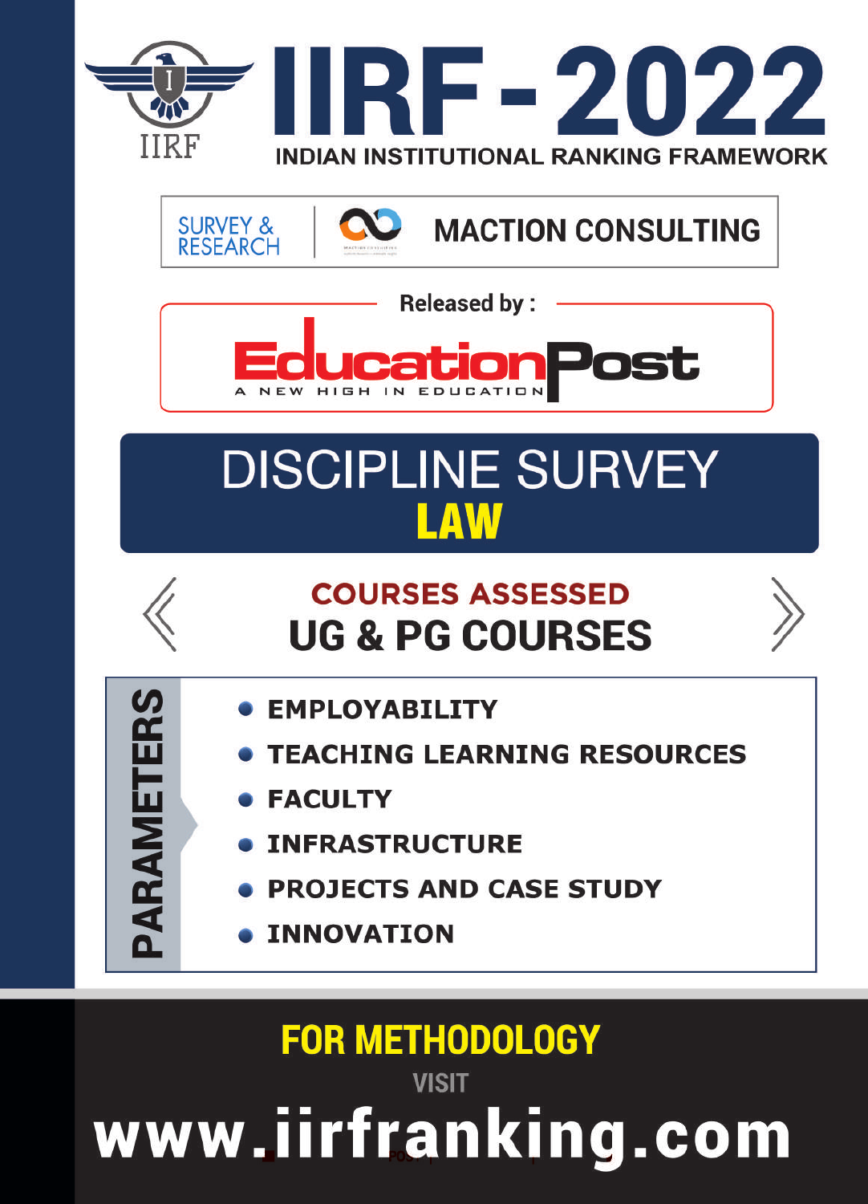# IIRF - 2022

INDIAN INSTITUTIONAL RANKING FRAMEWORK

SURVEY & RESEARCH | MACTION CONSULTING

Released by :

**EducationPost**

A NEW HIGH IN EDUCATION

## DISCIPLINE SURVEY

## LAW

### COURSES ASSESSED

### UG & PG COURSES

**PARAMETERS**

- EMPLOYABILITY
- TEACHING LEARNING RESOURCES
- FACULTY
- INFRASTRUCTURE
- PROJECTS AND CASE STUDY
- INNOVATION

**FOR METHODOLOGY**

VISIT

**www.iirfranking.com**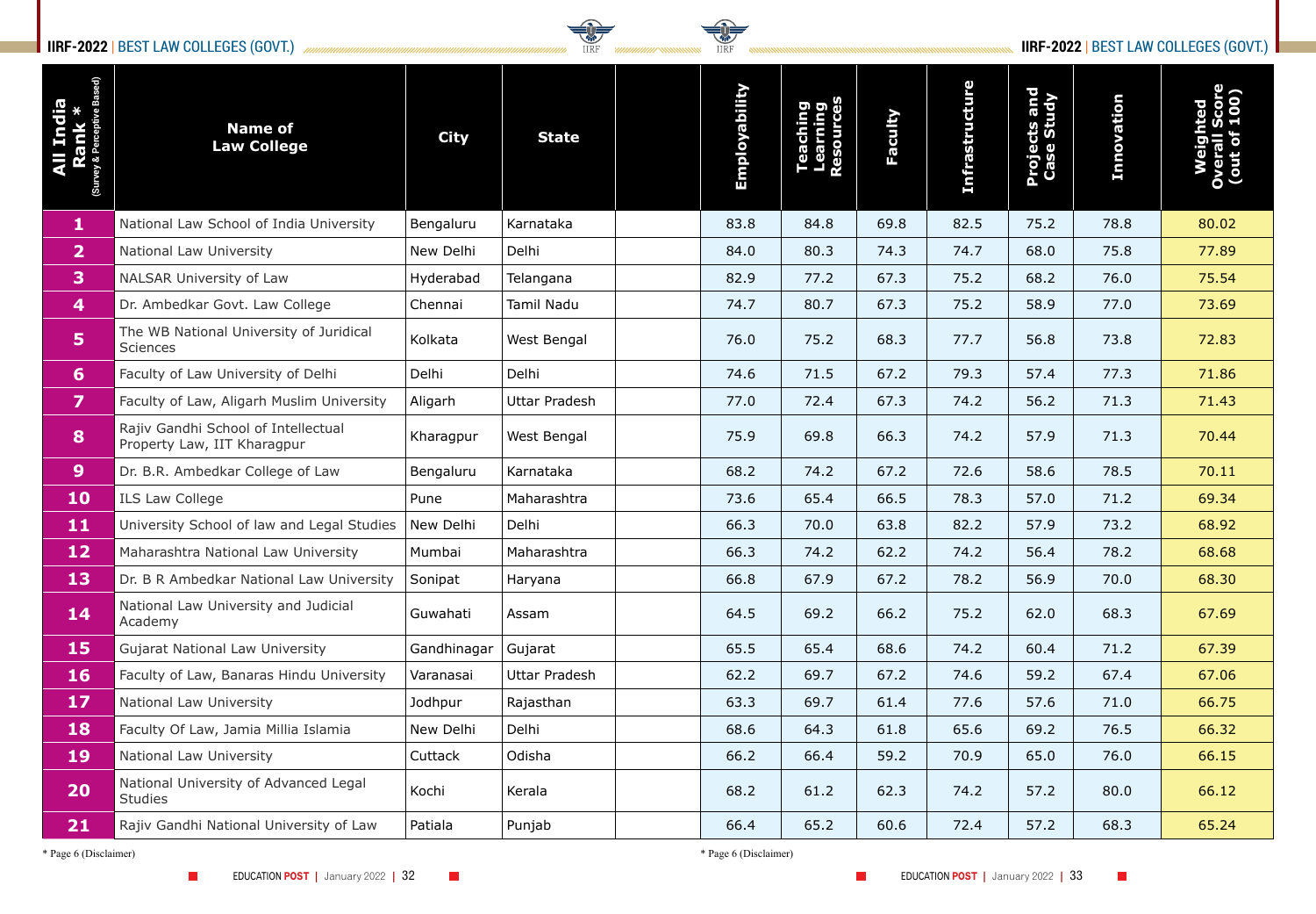## IIRF-2022 | BEST LAW COLLEGES (GOVT.)

| All India Rank * (Survey & Perceptive Based) | Name of Law College | City | State | | Employability | Teaching Learning Resources | Faculty | Infrastructure | Projects and Case Study | Innovation | Weighted Overall Score (out of 100) |
|---|---|---|---|---|---|---|---|---|---|---|---|
| 1 | National Law School of India University | Bengaluru | Karnataka | | 83.8 | 84.8 | 69.8 | 82.5 | 75.2 | 78.8 | 80.02 |
| 2 | National Law University | New Delhi | Delhi | | 84.0 | 80.3 | 74.3 | 74.7 | 68.0 | 75.8 | 77.89 |
| 3 | NALSAR University of Law | Hyderabad | Telangana | | 82.9 | 77.2 | 67.3 | 75.2 | 68.2 | 76.0 | 75.54 |
| 4 | Dr. Ambedkar Govt. Law College | Chennai | Tamil Nadu | | 74.7 | 80.7 | 67.3 | 75.2 | 58.9 | 77.0 | 73.69 |
| 5 | The WB National University of Juridical Sciences | Kolkata | West Bengal | | 76.0 | 75.2 | 68.3 | 77.7 | 56.8 | 73.8 | 72.83 |
| 6 | Faculty of Law University of Delhi | Delhi | Delhi | | 74.6 | 71.5 | 67.2 | 79.3 | 57.4 | 77.3 | 71.86 |
| 7 | Faculty of Law, Aligarh Muslim University | Aligarh | Uttar Pradesh | | 77.0 | 72.4 | 67.3 | 74.2 | 56.2 | 71.3 | 71.43 |
| 8 | Rajiv Gandhi School of Intellectual Property Law, IIT Kharagpur | Kharagpur | West Bengal | | 75.9 | 69.8 | 66.3 | 74.2 | 57.9 | 71.3 | 70.44 |
| 9 | Dr. B.R. Ambedkar College of Law | Bengaluru | Karnataka | | 68.2 | 74.2 | 67.2 | 72.6 | 58.6 | 78.5 | 70.11 |
| 10 | ILS Law College | Pune | Maharashtra | | 73.6 | 65.4 | 66.5 | 78.3 | 57.0 | 71.2 | 69.34 |
| 11 | University School of law and Legal Studies | New Delhi | Delhi | | 66.3 | 70.0 | 63.8 | 82.2 | 57.9 | 73.2 | 68.92 |
| 12 | Maharashtra National Law University | Mumbai | Maharashtra | | 66.3 | 74.2 | 62.2 | 74.2 | 56.4 | 78.2 | 68.68 |
| 13 | Dr. B R Ambedkar National Law University | Sonipat | Haryana | | 66.8 | 67.9 | 67.2 | 78.2 | 56.9 | 70.0 | 68.30 |
| 14 | National Law University and Judicial Academy | Guwahati | Assam | | 64.5 | 69.2 | 66.2 | 75.2 | 62.0 | 68.3 | 67.69 |
| 15 | Gujarat National Law University | Gandhinagar | Gujarat | | 65.5 | 65.4 | 68.6 | 74.2 | 60.4 | 71.2 | 67.39 |
| 16 | Faculty of Law, Banaras Hindu University | Varanasai | Uttar Pradesh | | 62.2 | 69.7 | 67.2 | 74.6 | 59.2 | 67.4 | 67.06 |
| 17 | National Law University | Jodhpur | Rajasthan | | 63.3 | 69.7 | 61.4 | 77.6 | 57.6 | 71.0 | 66.75 |
| 18 | Faculty Of Law, Jamia Millia Islamia | New Delhi | Delhi | | 68.6 | 64.3 | 61.8 | 65.6 | 69.2 | 76.5 | 66.32 |
| 19 | National Law University | Cuttack | Odisha | | 66.2 | 66.4 | 59.2 | 70.9 | 65.0 | 76.0 | 66.15 |
| 20 | National University of Advanced Legal Studies | Kochi | Kerala | | 68.2 | 61.2 | 62.3 | 74.2 | 57.2 | 80.0 | 66.12 |
| 21 | Rajiv Gandhi National University of Law | Patiala | Punjab | | 66.4 | 65.2 | 60.6 | 72.4 | 57.2 | 68.3 | 65.24 |

* Page 6 (Disclaimer)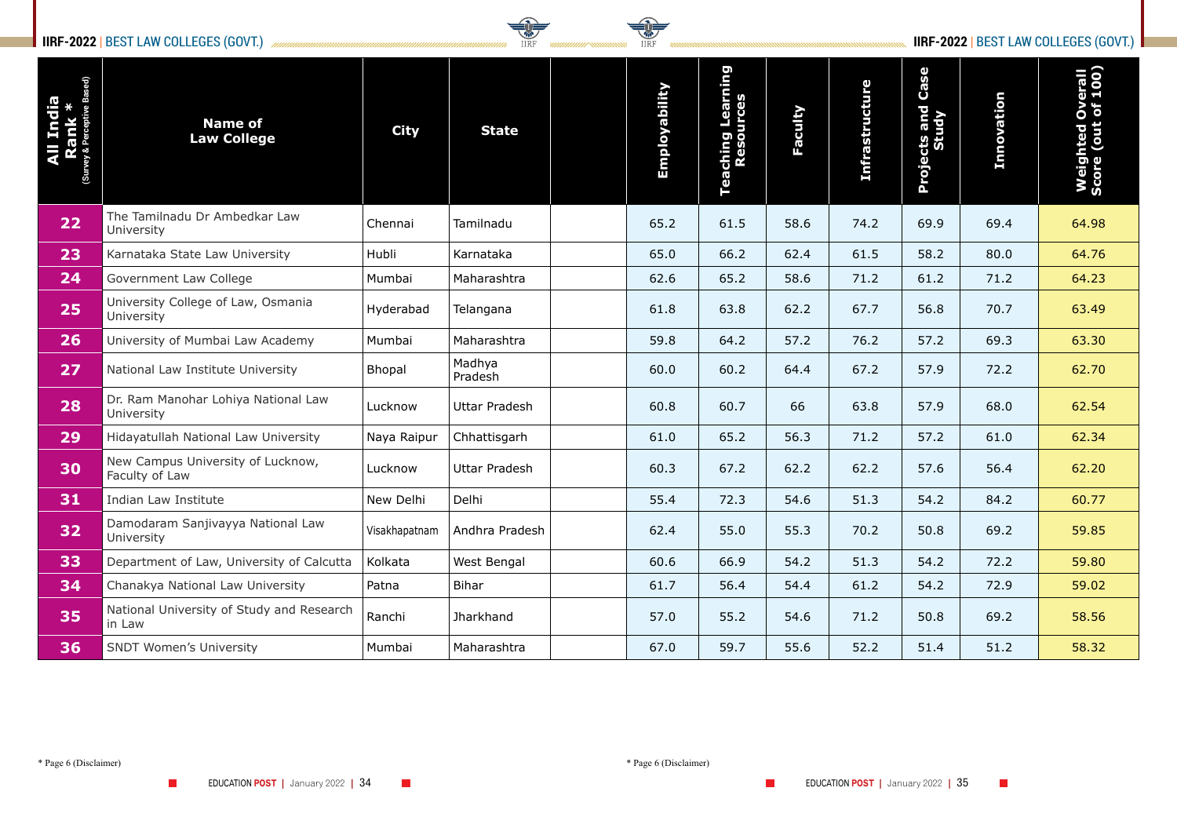## IIRF-2022 | BEST LAW COLLEGES (GOVT.)

| All India Rank * (Survey & Perceptive Based) | Name of Law College | City | State | | Employability | Teaching Learning Resources | Faculty | Infrastructure | Projects and Case Study | Innovation | Weighted Overall Score (out of 100) |
|---|---|---|---|---|---|---|---|---|---|---|---|
| 22 | The Tamilnadu Dr Ambedkar Law University | Chennai | Tamilnadu | | 65.2 | 61.5 | 58.6 | 74.2 | 69.9 | 69.4 | 64.98 |
| 23 | Karnataka State Law University | Hubli | Karnataka | | 65.0 | 66.2 | 62.4 | 61.5 | 58.2 | 80.0 | 64.76 |
| 24 | Government Law College | Mumbai | Maharashtra | | 62.6 | 65.2 | 58.6 | 71.2 | 61.2 | 71.2 | 64.23 |
| 25 | University College of Law, Osmania University | Hyderabad | Telangana | | 61.8 | 63.8 | 62.2 | 67.7 | 56.8 | 70.7 | 63.49 |
| 26 | University of Mumbai Law Academy | Mumbai | Maharashtra | | 59.8 | 64.2 | 57.2 | 76.2 | 57.2 | 69.3 | 63.30 |
| 27 | National Law Institute University | Bhopal | Madhya Pradesh | | 60.0 | 60.2 | 64.4 | 67.2 | 57.9 | 72.2 | 62.70 |
| 28 | Dr. Ram Manohar Lohiya National Law University | Lucknow | Uttar Pradesh | | 60.8 | 60.7 | 66 | 63.8 | 57.9 | 68.0 | 62.54 |
| 29 | Hidayatullah National Law University | Naya Raipur | Chhattisgarh | | 61.0 | 65.2 | 56.3 | 71.2 | 57.2 | 61.0 | 62.34 |
| 30 | New Campus University of Lucknow, Faculty of Law | Lucknow | Uttar Pradesh | | 60.3 | 67.2 | 62.2 | 62.2 | 57.6 | 56.4 | 62.20 |
| 31 | Indian Law Institute | New Delhi | Delhi | | 55.4 | 72.3 | 54.6 | 51.3 | 54.2 | 84.2 | 60.77 |
| 32 | Damodaram Sanjivayya National Law University | Visakhapatnam | Andhra Pradesh | | 62.4 | 55.0 | 55.3 | 70.2 | 50.8 | 69.2 | 59.85 |
| 33 | Department of Law, University of Calcutta | Kolkata | West Bengal | | 60.6 | 66.9 | 54.2 | 51.3 | 54.2 | 72.2 | 59.80 |
| 34 | Chanakya National Law University | Patna | Bihar | | 61.7 | 56.4 | 54.4 | 61.2 | 54.2 | 72.9 | 59.02 |
| 35 | National University of Study and Research in Law | Ranchi | Jharkhand | | 57.0 | 55.2 | 54.6 | 71.2 | 50.8 | 69.2 | 58.56 |
| 36 | SNDT Women's University | Mumbai | Maharashtra | | 67.0 | 59.7 | 55.6 | 52.2 | 51.4 | 51.2 | 58.32 |

\* Page 6 (Disclaimer)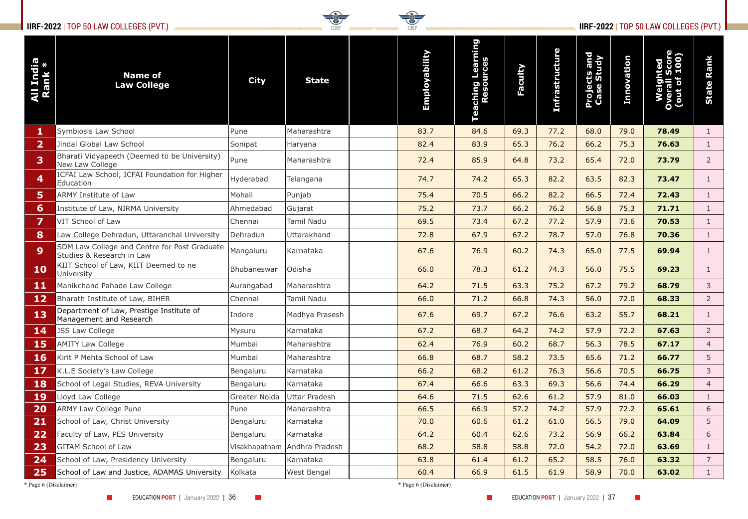# IIRF-2022 | TOP 50 LAW COLLEGES (PVT.)

| All India Rank * | Name of Law College | City | State | | Employability | Teaching Learning Resources | Faculty | Infrastructure | Projects and Case Study | Innovation | Weighted Overall Score (out of 100) | State Rank |
|---|---|---|---|---|---|---|---|---|---|---|---|---|
| 1 | Symbiosis Law School | Pune | Maharashtra | | 83.7 | 84.6 | 69.3 | 77.2 | 68.0 | 79.0 | **78.49** | 1 |
| 2 | Jindal Global Law School | Sonipat | Haryana | | 82.4 | 83.9 | 65.3 | 76.2 | 66.2 | 75.3 | **76.63** | 1 |
| 3 | Bharati Vidyapeeth (Deemed to be University) New Law College | Pune | Maharashtra | | 72.4 | 85.9 | 64.8 | 73.2 | 65.4 | 72.0 | **73.79** | 2 |
| 4 | ICFAI Law School, ICFAI Foundation for Higher Education | Hyderabad | Telangana | | 74.7 | 74.2 | 65.3 | 82.2 | 63.5 | 82.3 | **73.47** | 1 |
| 5 | ARMY Institute of Law | Mohali | Punjab | | 75.4 | 70.5 | 66.2 | 82.2 | 66.5 | 72.4 | **72.43** | 1 |
| 6 | Institute of Law, NIRMA University | Ahmedabad | Gujarat | | 75.2 | 73.7 | 66.2 | 76.2 | 56.8 | 75.3 | **71.71** | 1 |
| 7 | VIT School of Law | Chennai | Tamil Nadu | | 69.5 | 73.4 | 67.2 | 77.2 | 57.9 | 73.6 | **70.53** | 1 |
| 8 | Law College Dehradun, Uttaranchal University | Dehradun | Uttarakhand | | 72.8 | 67.9 | 67.2 | 78.7 | 57.0 | 76.8 | **70.36** | 1 |
| 9 | SDM Law College and Centre for Post Graduate Studies & Research in Law | Mangaluru | Karnataka | | 67.6 | 76.9 | 60.2 | 74.3 | 65.0 | 77.5 | **69.94** | 1 |
| 10 | KIIT School of Law, KIIT Deemed to ne University | Bhubaneswar | Odisha | | 66.0 | 78.3 | 61.2 | 74.3 | 56.0 | 75.5 | **69.23** | 1 |
| 11 | Manikchand Pahade Law College | Aurangabad | Maharashtra | | 64.2 | 71.5 | 63.3 | 75.2 | 67.2 | 79.2 | **68.79** | 3 |
| 12 | Bharath Institute of Law, BIHER | Chennai | Tamil Nadu | | 66.0 | 71.2 | 66.8 | 74.3 | 56.0 | 72.0 | **68.33** | 2 |
| 13 | Department of Law, Prestige Institute of Management and Research | Indore | Madhya Prasesh | | 67.6 | 69.7 | 67.2 | 76.6 | 63.2 | 55.7 | **68.21** | 1 |
| 14 | JSS Law College | Mysuru | Karnataka | | 67.2 | 68.7 | 64.2 | 74.2 | 57.9 | 72.2 | **67.63** | 2 |
| 15 | AMITY Law College | Mumbai | Maharashtra | | 62.4 | 76.9 | 60.2 | 68.7 | 56.3 | 78.5 | **67.17** | 4 |
| 16 | Kirit P Mehta School of Law | Mumbai | Maharashtra | | 66.8 | 68.7 | 58.2 | 73.5 | 65.6 | 71.2 | **66.77** | 5 |
| 17 | K.L.E Society's Law College | Bengaluru | Karnataka | | 66.2 | 68.2 | 61.2 | 76.3 | 56.6 | 70.5 | **66.75** | 3 |
| 18 | School of Legal Studies, REVA University | Bengaluru | Karnataka | | 67.4 | 66.6 | 63.3 | 69.3 | 56.6 | 74.4 | **66.29** | 4 |
| 19 | Lloyd Law College | Greater Noida | Uttar Pradesh | | 64.6 | 71.5 | 62.6 | 61.2 | 57.9 | 81.0 | **66.03** | 1 |
| 20 | ARMY Law College Pune | Pune | Maharashtra | | 66.5 | 66.9 | 57.2 | 74.2 | 57.9 | 72.2 | **65.61** | 6 |
| 21 | School of Law, Christ University | Bengaluru | Karnataka | | 70.0 | 60.6 | 61.2 | 61.0 | 56.5 | 79.0 | **64.09** | 5 |
| 22 | Faculty of Law, PES University | Bengaluru | Karnataka | | 64.2 | 60.4 | 62.6 | 73.2 | 56.9 | 66.2 | **63.84** | 6 |
| 23 | GITAM School of Law | Visakhapatnam | Andhra Pradesh | | 68.2 | 58.8 | 58.8 | 72.0 | 54.2 | 72.0 | **63.69** | 1 |
| 24 | School of Law, Presidency University | Bengaluru | Karnataka | | 63.8 | 61.4 | 61.2 | 65.2 | 58.5 | 76.0 | **63.32** | 7 |
| 25 | School of Law and Justice, ADAMAS University | Kolkata | West Bengal | | 60.4 | 66.9 | 61.5 | 61.9 | 58.9 | 70.0 | **63.02** | 1 |

\* Page 6 (Disclaimer)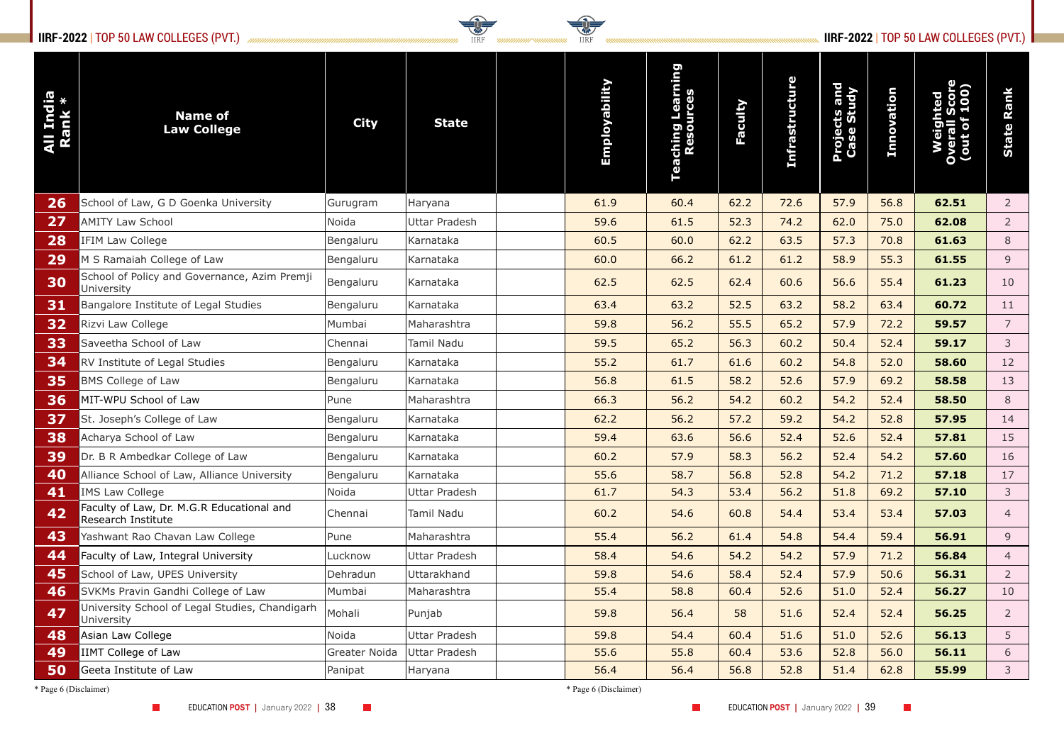| All India Rank * | Name of Law College | City | State | | Employability | Teaching Learning Resources | Faculty | Infrastructure | Projects and Case Study | Innovation | Weighted Overall Score (out of 100) | State Rank |
|---|---|---|---|---|---|---|---|---|---|---|---|---|
| 26 | School of Law, G D Goenka University | Gurugram | Haryana | | 61.9 | 60.4 | 62.2 | 72.6 | 57.9 | 56.8 | **62.51** | 2 |
| 27 | AMITY Law School | Noida | Uttar Pradesh | | 59.6 | 61.5 | 52.3 | 74.2 | 62.0 | 75.0 | **62.08** | 2 |
| 28 | IFIM Law College | Bengaluru | Karnataka | | 60.5 | 60.0 | 62.2 | 63.5 | 57.3 | 70.8 | **61.63** | 8 |
| 29 | M S Ramaiah College of Law | Bengaluru | Karnataka | | 60.0 | 66.2 | 61.2 | 61.2 | 58.9 | 55.3 | **61.55** | 9 |
| 30 | School of Policy and Governance, Azim Premji University | Bengaluru | Karnataka | | 62.5 | 62.5 | 62.4 | 60.6 | 56.6 | 55.4 | **61.23** | 10 |
| 31 | Bangalore Institute of Legal Studies | Bengaluru | Karnataka | | 63.4 | 63.2 | 52.5 | 63.2 | 58.2 | 63.4 | **60.72** | 11 |
| 32 | Rizvi Law College | Mumbai | Maharashtra | | 59.8 | 56.2 | 55.5 | 65.2 | 57.9 | 72.2 | **59.57** | 7 |
| 33 | Saveetha School of Law | Chennai | Tamil Nadu | | 59.5 | 65.2 | 56.3 | 60.2 | 50.4 | 52.4 | **59.17** | 3 |
| 34 | RV Institute of Legal Studies | Bengaluru | Karnataka | | 55.2 | 61.7 | 61.6 | 60.2 | 54.8 | 52.0 | **58.60** | 12 |
| 35 | BMS College of Law | Bengaluru | Karnataka | | 56.8 | 61.5 | 58.2 | 52.6 | 57.9 | 69.2 | **58.58** | 13 |
| 36 | MIT-WPU School of Law | Pune | Maharashtra | | 66.3 | 56.2 | 54.2 | 60.2 | 54.2 | 52.4 | **58.50** | 8 |
| 37 | St. Joseph's College of Law | Bengaluru | Karnataka | | 62.2 | 56.2 | 57.2 | 59.2 | 54.2 | 52.8 | **57.95** | 14 |
| 38 | Acharya School of Law | Bengaluru | Karnataka | | 59.4 | 63.6 | 56.6 | 52.4 | 52.6 | 52.4 | **57.81** | 15 |
| 39 | Dr. B R Ambedkar College of Law | Bengaluru | Karnataka | | 60.2 | 57.9 | 58.3 | 56.2 | 52.4 | 54.2 | **57.60** | 16 |
| 40 | Alliance School of Law, Alliance University | Bengaluru | Karnataka | | 55.6 | 58.7 | 56.8 | 52.8 | 54.2 | 71.2 | **57.18** | 17 |
| 41 | IMS Law College | Noida | Uttar Pradesh | | 61.7 | 54.3 | 53.4 | 56.2 | 51.8 | 69.2 | **57.10** | 3 |
| 42 | Faculty of Law, Dr. M.G.R Educational and Research Institute | Chennai | Tamil Nadu | | 60.2 | 54.6 | 60.8 | 54.4 | 53.4 | 53.4 | **57.03** | 4 |
| 43 | Yashwant Rao Chavan Law College | Pune | Maharashtra | | 55.4 | 56.2 | 61.4 | 54.8 | 54.4 | 59.4 | **56.91** | 9 |
| 44 | Faculty of Law, Integral University | Lucknow | Uttar Pradesh | | 58.4 | 54.6 | 54.2 | 54.2 | 57.9 | 71.2 | **56.84** | 4 |
| 45 | School of Law, UPES University | Dehradun | Uttarakhand | | 59.8 | 54.6 | 58.4 | 52.4 | 57.9 | 50.6 | **56.31** | 2 |
| 46 | SVKMs Pravin Gandhi College of Law | Mumbai | Maharashtra | | 55.4 | 58.8 | 60.4 | 52.6 | 51.0 | 52.4 | **56.27** | 10 |
| 47 | University School of Legal Studies, Chandigarh University | Mohali | Punjab | | 59.8 | 56.4 | 58 | 51.6 | 52.4 | 52.4 | **56.25** | 2 |
| 48 | Asian Law College | Noida | Uttar Pradesh | | 59.8 | 54.4 | 60.4 | 51.6 | 51.0 | 52.6 | **56.13** | 5 |
| 49 | IIMT College of Law | Greater Noida | Uttar Pradesh | | 55.6 | 55.8 | 60.4 | 53.6 | 52.8 | 56.0 | **56.11** | 6 |
| 50 | Geeta Institute of Law | Panipat | Haryana | | 56.4 | 56.4 | 56.8 | 52.8 | 51.4 | 62.8 | **55.99** | 3 |

* Page 6 (Disclaimer)